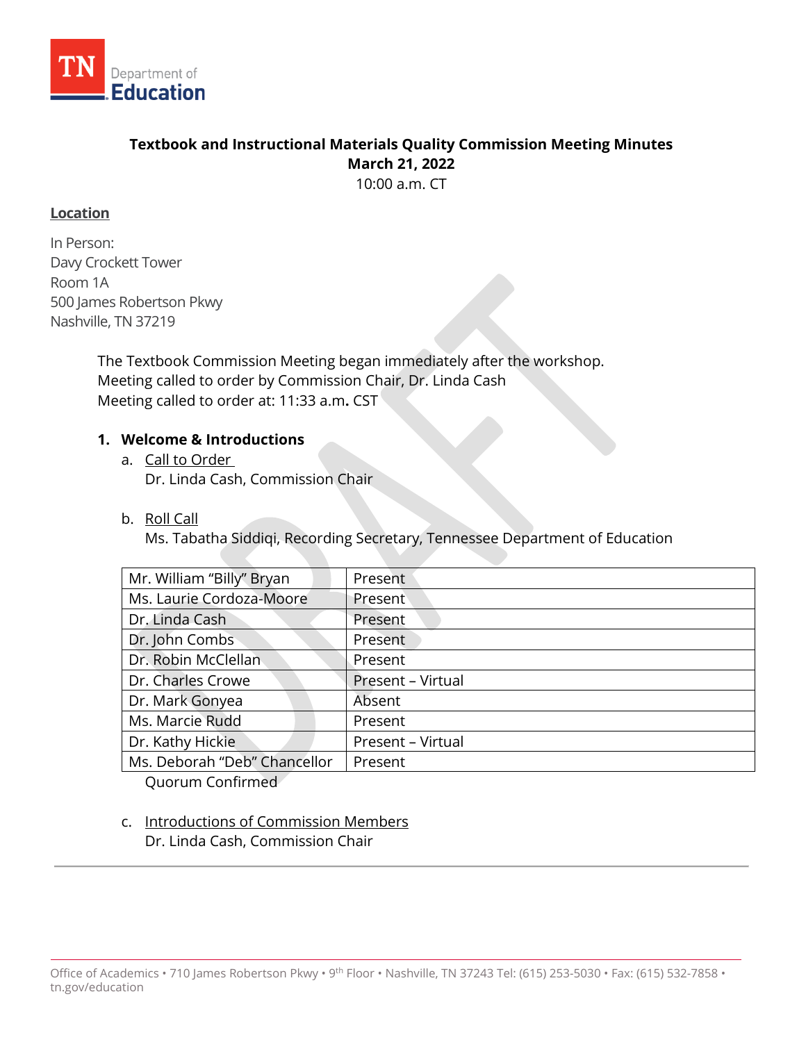TN Department of Education

**Textbook and Instructional Materials Quality Commission Meeting Minutes**
**March 21, 2022**
10:00 a.m. CT

**Location**

In Person:
Davy Crockett Tower
Room 1A
500 James Robertson Pkwy
Nashville, TN 37219

The Textbook Commission Meeting began immediately after the workshop.
Meeting called to order by Commission Chair, Dr. Linda Cash
Meeting called to order at: 11:33 a.m**.** CST

1. **Welcome & Introductions**
   a. Call to Order
      Dr. Linda Cash, Commission Chair

   b. Roll Call
      Ms. Tabatha Siddiqi, Recording Secretary, Tennessee Department of Education

| | |
|---|---|
| Mr. William "Billy" Bryan | Present |
| Ms. Laurie Cordoza-Moore | Present |
| Dr. Linda Cash | Present |
| Dr. John Combs | Present |
| Dr. Robin McClellan | Present |
| Dr. Charles Crowe | Present – Virtual |
| Dr. Mark Gonyea | Absent |
| Ms. Marcie Rudd | Present |
| Dr. Kathy Hickie | Present – Virtual |
| Ms. Deborah "Deb" Chancellor | Present |

      Quorum Confirmed

   c. Introductions of Commission Members
      Dr. Linda Cash, Commission Chair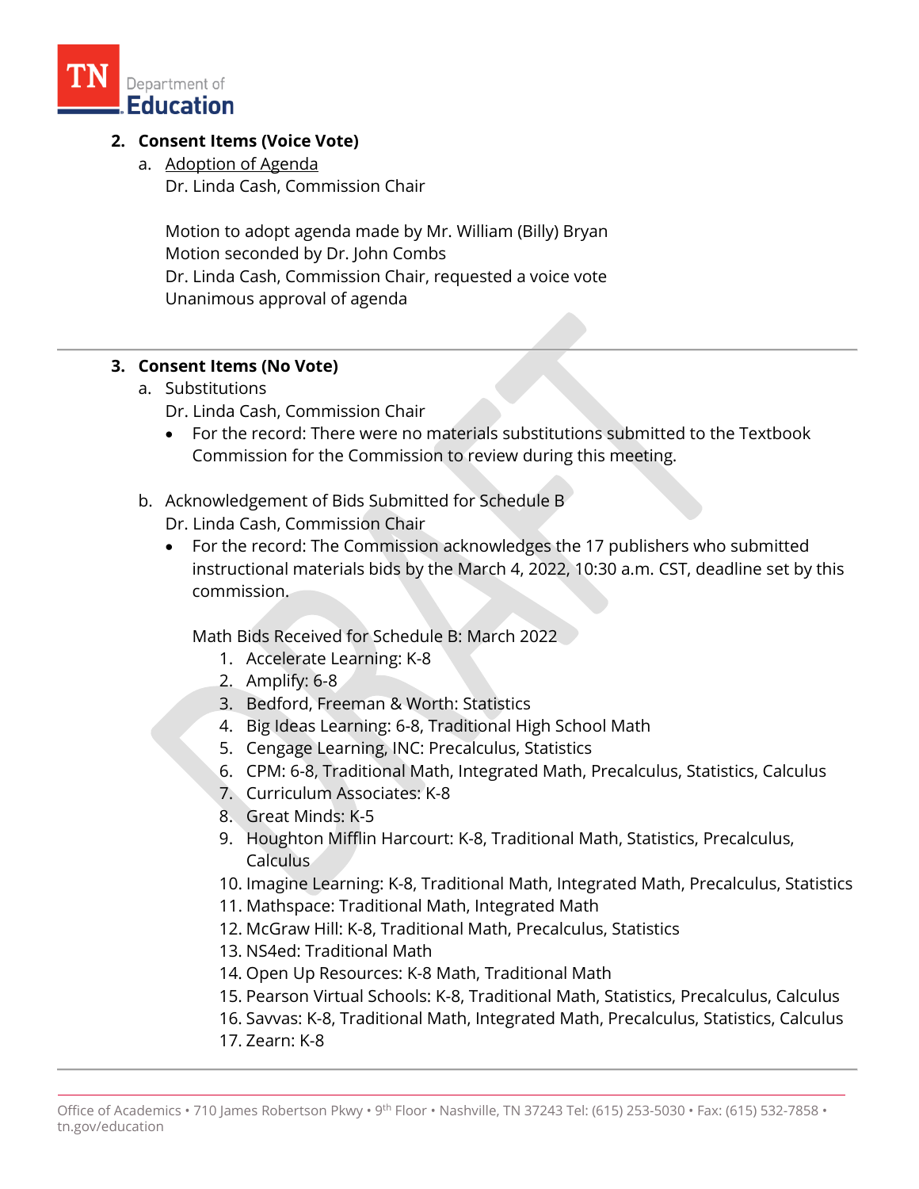2. **Consent Items (Voice Vote)**
    a. Adoption of Agenda
       Dr. Linda Cash, Commission Chair

       Motion to adopt agenda made by Mr. William (Billy) Bryan
       Motion seconded by Dr. John Combs
       Dr. Linda Cash, Commission Chair, requested a voice vote
       Unanimous approval of agenda

---

3. **Consent Items (No Vote)**
    a. Substitutions
       Dr. Linda Cash, Commission Chair
       - For the record: There were no materials substitutions submitted to the Textbook Commission for the Commission to review during this meeting.

    b. Acknowledgement of Bids Submitted for Schedule B
       Dr. Linda Cash, Commission Chair
       - For the record: The Commission acknowledges the 17 publishers who submitted instructional materials bids by the March 4, 2022, 10:30 a.m. CST, deadline set by this commission.

         Math Bids Received for Schedule B: March 2022
         1. Accelerate Learning: K-8
         2. Amplify: 6-8
         3. Bedford, Freeman & Worth: Statistics
         4. Big Ideas Learning: 6-8, Traditional High School Math
         5. Cengage Learning, INC: Precalculus, Statistics
         6. CPM: 6-8, Traditional Math, Integrated Math, Precalculus, Statistics, Calculus
         7. Curriculum Associates: K-8
         8. Great Minds: K-5
         9. Houghton Mifflin Harcourt: K-8, Traditional Math, Statistics, Precalculus, Calculus
         10. Imagine Learning: K-8, Traditional Math, Integrated Math, Precalculus, Statistics
         11. Mathspace: Traditional Math, Integrated Math
         12. McGraw Hill: K-8, Traditional Math, Precalculus, Statistics
         13. NS4ed: Traditional Math
         14. Open Up Resources: K-8 Math, Traditional Math
         15. Pearson Virtual Schools: K-8, Traditional Math, Statistics, Precalculus, Calculus
         16. Savvas: K-8, Traditional Math, Integrated Math, Precalculus, Statistics, Calculus
         17. Zearn: K-8

---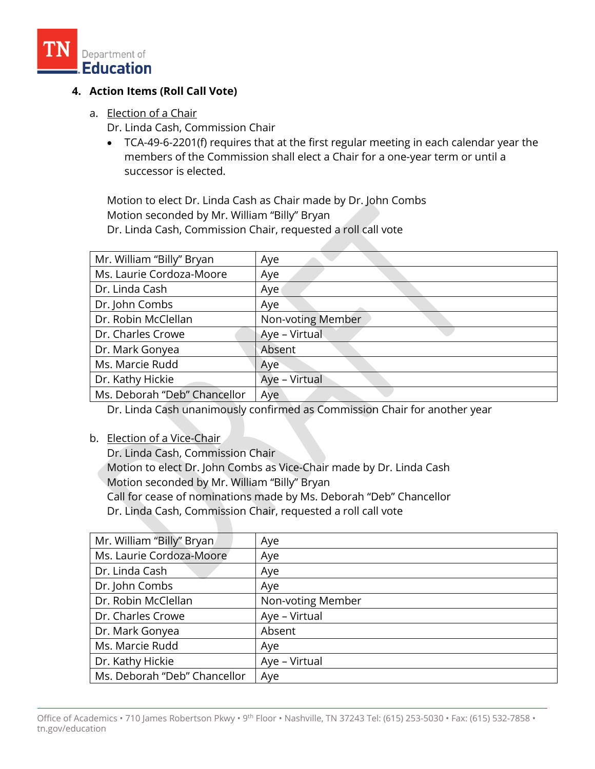## 4. Action Items (Roll Call Vote)

a. Election of a Chair

Dr. Linda Cash, Commission Chair

- TCA-49-6-2201(f) requires that at the first regular meeting in each calendar year the members of the Commission shall elect a Chair for a one-year term or until a successor is elected.

Motion to elect Dr. Linda Cash as Chair made by Dr. John Combs
Motion seconded by Mr. William "Billy" Bryan
Dr. Linda Cash, Commission Chair, requested a roll call vote

| Member | Vote |
|---|---|
| Mr. William "Billy" Bryan | Aye |
| Ms. Laurie Cordoza-Moore | Aye |
| Dr. Linda Cash | Aye |
| Dr. John Combs | Aye |
| Dr. Robin McClellan | Non-voting Member |
| Dr. Charles Crowe | Aye – Virtual |
| Dr. Mark Gonyea | Absent |
| Ms. Marcie Rudd | Aye |
| Dr. Kathy Hickie | Aye – Virtual |
| Ms. Deborah "Deb" Chancellor | Aye |

Dr. Linda Cash unanimously confirmed as Commission Chair for another year

b. Election of a Vice-Chair

Dr. Linda Cash, Commission Chair
Motion to elect Dr. John Combs as Vice-Chair made by Dr. Linda Cash
Motion seconded by Mr. William "Billy" Bryan
Call for cease of nominations made by Ms. Deborah "Deb" Chancellor
Dr. Linda Cash, Commission Chair, requested a roll call vote

| Member | Vote |
|---|---|
| Mr. William "Billy" Bryan | Aye |
| Ms. Laurie Cordoza-Moore | Aye |
| Dr. Linda Cash | Aye |
| Dr. John Combs | Aye |
| Dr. Robin McClellan | Non-voting Member |
| Dr. Charles Crowe | Aye – Virtual |
| Dr. Mark Gonyea | Absent |
| Ms. Marcie Rudd | Aye |
| Dr. Kathy Hickie | Aye – Virtual |
| Ms. Deborah "Deb" Chancellor | Aye |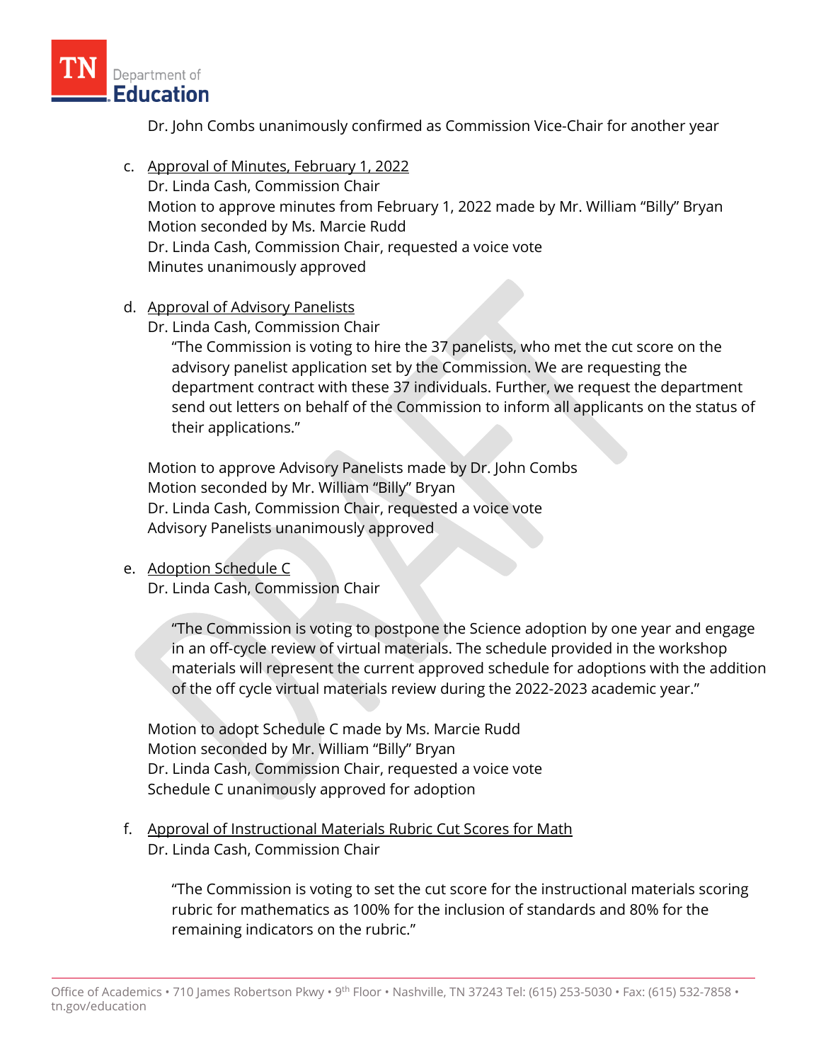Dr. John Combs unanimously confirmed as Commission Vice-Chair for another year

c. Approval of Minutes, February 1, 2022
   Dr. Linda Cash, Commission Chair
   Motion to approve minutes from February 1, 2022 made by Mr. William "Billy" Bryan
   Motion seconded by Ms. Marcie Rudd
   Dr. Linda Cash, Commission Chair, requested a voice vote
   Minutes unanimously approved

d. Approval of Advisory Panelists
   Dr. Linda Cash, Commission Chair

   > "The Commission is voting to hire the 37 panelists, who met the cut score on the advisory panelist application set by the Commission. We are requesting the department contract with these 37 individuals. Further, we request the department send out letters on behalf of the Commission to inform all applicants on the status of their applications."

   Motion to approve Advisory Panelists made by Dr. John Combs
   Motion seconded by Mr. William "Billy" Bryan
   Dr. Linda Cash, Commission Chair, requested a voice vote
   Advisory Panelists unanimously approved

e. Adoption Schedule C
   Dr. Linda Cash, Commission Chair

   > "The Commission is voting to postpone the Science adoption by one year and engage in an off-cycle review of virtual materials. The schedule provided in the workshop materials will represent the current approved schedule for adoptions with the addition of the off cycle virtual materials review during the 2022-2023 academic year."

   Motion to adopt Schedule C made by Ms. Marcie Rudd
   Motion seconded by Mr. William "Billy" Bryan
   Dr. Linda Cash, Commission Chair, requested a voice vote
   Schedule C unanimously approved for adoption

f. Approval of Instructional Materials Rubric Cut Scores for Math
   Dr. Linda Cash, Commission Chair

   > "The Commission is voting to set the cut score for the instructional materials scoring rubric for mathematics as 100% for the inclusion of standards and 80% for the remaining indicators on the rubric."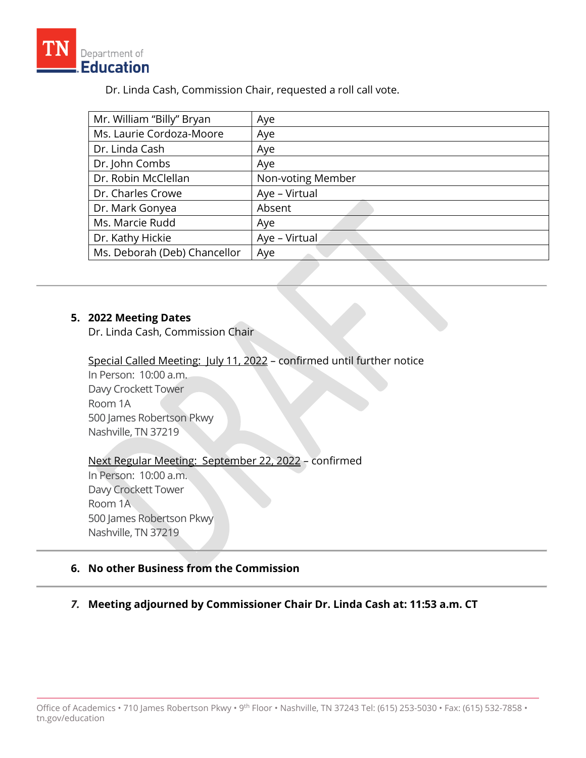Dr. Linda Cash, Commission Chair, requested a roll call vote.

| | |
|---|---|
| Mr. William "Billy" Bryan | Aye |
| Ms. Laurie Cordoza-Moore | Aye |
| Dr. Linda Cash | Aye |
| Dr. John Combs | Aye |
| Dr. Robin McClellan | Non-voting Member |
| Dr. Charles Crowe | Aye – Virtual |
| Dr. Mark Gonyea | Absent |
| Ms. Marcie Rudd | Aye |
| Dr. Kathy Hickie | Aye – Virtual |
| Ms. Deborah (Deb) Chancellor | Aye |

---

5. **2022 Meeting Dates**
   Dr. Linda Cash, Commission Chair

   Special Called Meeting: July 11, 2022 – confirmed until further notice
   In Person: 10:00 a.m.
   Davy Crockett Tower
   Room 1A
   500 James Robertson Pkwy
   Nashville, TN 37219

   Next Regular Meeting: September 22, 2022 – confirmed
   In Person: 10:00 a.m.
   Davy Crockett Tower
   Room 1A
   500 James Robertson Pkwy
   Nashville, TN 37219

---

6. **No other Business from the Commission**

---

7. ***Meeting adjourned by Commissioner Chair Dr. Linda Cash at: 11:53 a.m. CT***